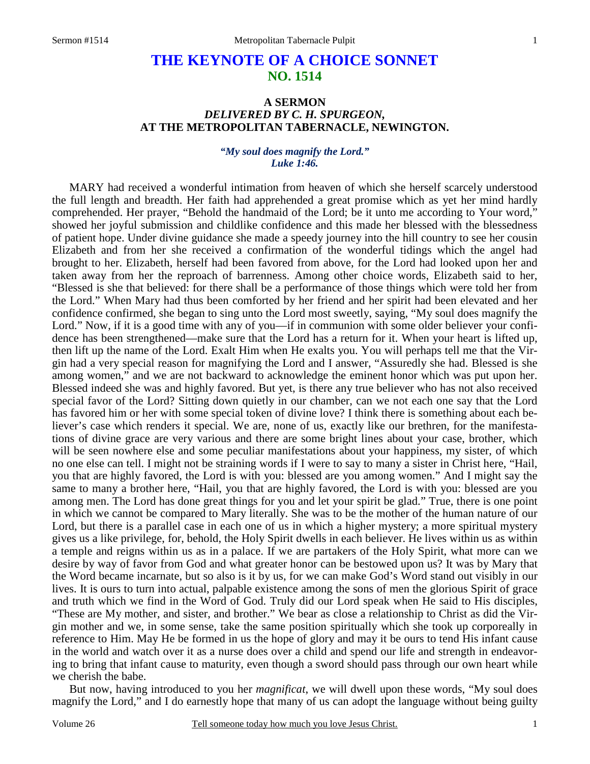# THE KEYNOTE OF A CHOICE SONNET
## NO. 1514

### A SERMON
### *DELIVERED BY C. H. SPURGEON,*
### AT THE METROPOLITAN TABERNACLE, NEWINGTON.

*"My soul does magnify the Lord." Luke 1:46.*

MARY had received a wonderful intimation from heaven of which she herself scarcely understood the full length and breadth. Her faith had apprehended a great promise which as yet her mind hardly comprehended. Her prayer, "Behold the handmaid of the Lord; be it unto me according to Your word," showed her joyful submission and childlike confidence and this made her blessed with the blessedness of patient hope. Under divine guidance she made a speedy journey into the hill country to see her cousin Elizabeth and from her she received a confirmation of the wonderful tidings which the angel had brought to her. Elizabeth, herself had been favored from above, for the Lord had looked upon her and taken away from her the reproach of barrenness. Among other choice words, Elizabeth said to her, "Blessed is she that believed: for there shall be a performance of those things which were told her from the Lord." When Mary had thus been comforted by her friend and her spirit had been elevated and her confidence confirmed, she began to sing unto the Lord most sweetly, saying, "My soul does magnify the Lord." Now, if it is a good time with any of you—if in communion with some older believer your confidence has been strengthened—make sure that the Lord has a return for it. When your heart is lifted up, then lift up the name of the Lord. Exalt Him when He exalts you. You will perhaps tell me that the Virgin had a very special reason for magnifying the Lord and I answer, "Assuredly she had. Blessed is she among women," and we are not backward to acknowledge the eminent honor which was put upon her. Blessed indeed she was and highly favored. But yet, is there any true believer who has not also received special favor of the Lord? Sitting down quietly in our chamber, can we not each one say that the Lord has favored him or her with some special token of divine love? I think there is something about each believer's case which renders it special. We are, none of us, exactly like our brethren, for the manifestations of divine grace are very various and there are some bright lines about your case, brother, which will be seen nowhere else and some peculiar manifestations about your happiness, my sister, of which no one else can tell. I might not be straining words if I were to say to many a sister in Christ here, "Hail, you that are highly favored, the Lord is with you: blessed are you among women." And I might say the same to many a brother here, "Hail, you that are highly favored, the Lord is with you: blessed are you among men. The Lord has done great things for you and let your spirit be glad." True, there is one point in which we cannot be compared to Mary literally. She was to be the mother of the human nature of our Lord, but there is a parallel case in each one of us in which a higher mystery; a more spiritual mystery gives us a like privilege, for, behold, the Holy Spirit dwells in each believer. He lives within us as within a temple and reigns within us as in a palace. If we are partakers of the Holy Spirit, what more can we desire by way of favor from God and what greater honor can be bestowed upon us? It was by Mary that the Word became incarnate, but so also is it by us, for we can make God's Word stand out visibly in our lives. It is ours to turn into actual, palpable existence among the sons of men the glorious Spirit of grace and truth which we find in the Word of God. Truly did our Lord speak when He said to His disciples, "These are My mother, and sister, and brother." We bear as close a relationship to Christ as did the Virgin mother and we, in some sense, take the same position spiritually which she took up corporeally in reference to Him. May He be formed in us the hope of glory and may it be ours to tend His infant cause in the world and watch over it as a nurse does over a child and spend our life and strength in endeavoring to bring that infant cause to maturity, even though a sword should pass through our own heart while we cherish the babe.

But now, having introduced to you her *magnificat*, we will dwell upon these words, "My soul does magnify the Lord," and I do earnestly hope that many of us can adopt the language without being guilty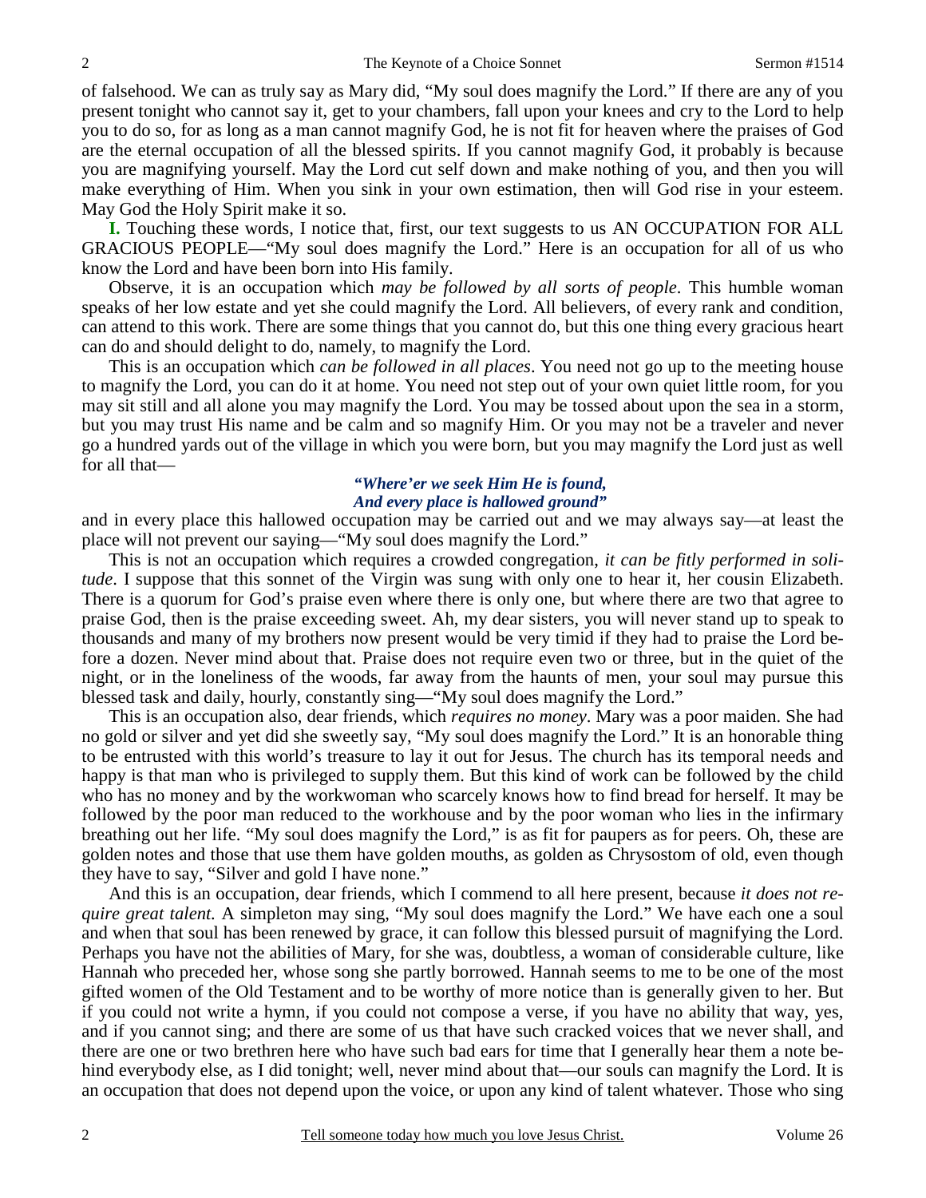of falsehood. We can as truly say as Mary did, "My soul does magnify the Lord." If there are any of you present tonight who cannot say it, get to your chambers, fall upon your knees and cry to the Lord to help you to do so, for as long as a man cannot magnify God, he is not fit for heaven where the praises of God are the eternal occupation of all the blessed spirits. If you cannot magnify God, it probably is because you are magnifying yourself. May the Lord cut self down and make nothing of you, and then you will make everything of Him. When you sink in your own estimation, then will God rise in your esteem. May God the Holy Spirit make it so.

**I.** Touching these words, I notice that, first, our text suggests to us AN OCCUPATION FOR ALL GRACIOUS PEOPLE—"My soul does magnify the Lord." Here is an occupation for all of us who know the Lord and have been born into His family.

Observe, it is an occupation which *may be followed by all sorts of people*. This humble woman speaks of her low estate and yet she could magnify the Lord. All believers, of every rank and condition, can attend to this work. There are some things that you cannot do, but this one thing every gracious heart can do and should delight to do, namely, to magnify the Lord.

This is an occupation which *can be followed in all places*. You need not go up to the meeting house to magnify the Lord, you can do it at home. You need not step out of your own quiet little room, for you may sit still and all alone you may magnify the Lord. You may be tossed about upon the sea in a storm, but you may trust His name and be calm and so magnify Him. Or you may not be a traveler and never go a hundred yards out of the village in which you were born, but you may magnify the Lord just as well for all that—

> ***"Where'er we seek Him He is found,***
> ***And every place is hallowed ground"***

and in every place this hallowed occupation may be carried out and we may always say—at least the place will not prevent our saying—"My soul does magnify the Lord."

This is not an occupation which requires a crowded congregation, *it can be fitly performed in solitude*. I suppose that this sonnet of the Virgin was sung with only one to hear it, her cousin Elizabeth. There is a quorum for God's praise even where there is only one, but where there are two that agree to praise God, then is the praise exceeding sweet. Ah, my dear sisters, you will never stand up to speak to thousands and many of my brothers now present would be very timid if they had to praise the Lord before a dozen. Never mind about that. Praise does not require even two or three, but in the quiet of the night, or in the loneliness of the woods, far away from the haunts of men, your soul may pursue this blessed task and daily, hourly, constantly sing—"My soul does magnify the Lord."

This is an occupation also, dear friends, which *requires no money*. Mary was a poor maiden. She had no gold or silver and yet did she sweetly say, "My soul does magnify the Lord." It is an honorable thing to be entrusted with this world's treasure to lay it out for Jesus. The church has its temporal needs and happy is that man who is privileged to supply them. But this kind of work can be followed by the child who has no money and by the workwoman who scarcely knows how to find bread for herself. It may be followed by the poor man reduced to the workhouse and by the poor woman who lies in the infirmary breathing out her life. "My soul does magnify the Lord," is as fit for paupers as for peers. Oh, these are golden notes and those that use them have golden mouths, as golden as Chrysostom of old, even though they have to say, "Silver and gold I have none."

And this is an occupation, dear friends, which I commend to all here present, because *it does not require great talent.* A simpleton may sing, "My soul does magnify the Lord." We have each one a soul and when that soul has been renewed by grace, it can follow this blessed pursuit of magnifying the Lord. Perhaps you have not the abilities of Mary, for she was, doubtless, a woman of considerable culture, like Hannah who preceded her, whose song she partly borrowed. Hannah seems to me to be one of the most gifted women of the Old Testament and to be worthy of more notice than is generally given to her. But if you could not write a hymn, if you could not compose a verse, if you have no ability that way, yes, and if you cannot sing; and there are some of us that have such cracked voices that we never shall, and there are one or two brethren here who have such bad ears for time that I generally hear them a note behind everybody else, as I did tonight; well, never mind about that—our souls can magnify the Lord. It is an occupation that does not depend upon the voice, or upon any kind of talent whatever. Those who sing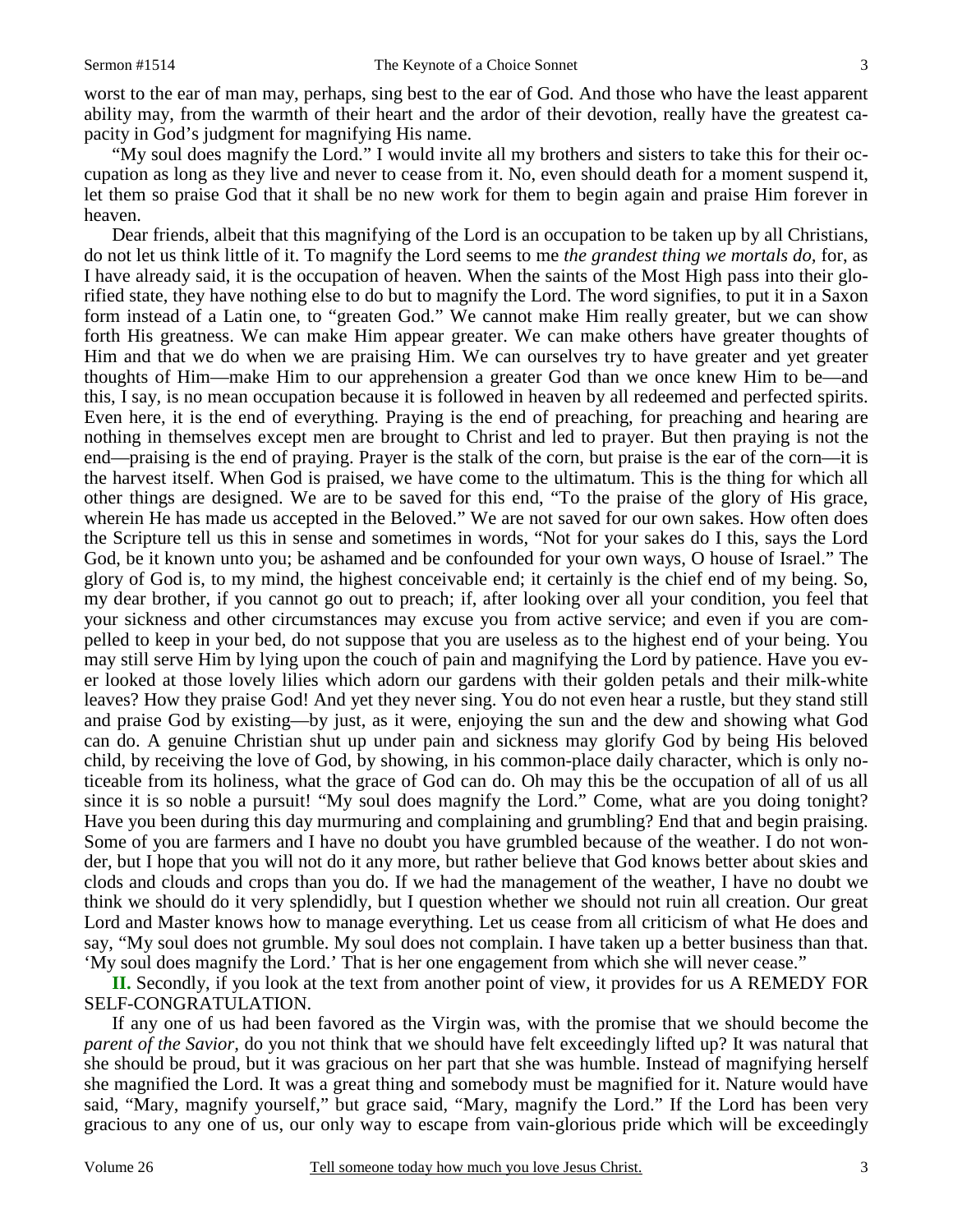worst to the ear of man may, perhaps, sing best to the ear of God. And those who have the least apparent ability may, from the warmth of their heart and the ardor of their devotion, really have the greatest capacity in God's judgment for magnifying His name.

"My soul does magnify the Lord." I would invite all my brothers and sisters to take this for their occupation as long as they live and never to cease from it. No, even should death for a moment suspend it, let them so praise God that it shall be no new work for them to begin again and praise Him forever in heaven.

Dear friends, albeit that this magnifying of the Lord is an occupation to be taken up by all Christians, do not let us think little of it. To magnify the Lord seems to me *the grandest thing we mortals do,* for, as I have already said, it is the occupation of heaven. When the saints of the Most High pass into their glorified state, they have nothing else to do but to magnify the Lord. The word signifies, to put it in a Saxon form instead of a Latin one, to "greaten God." We cannot make Him really greater, but we can show forth His greatness. We can make Him appear greater. We can make others have greater thoughts of Him and that we do when we are praising Him. We can ourselves try to have greater and yet greater thoughts of Him—make Him to our apprehension a greater God than we once knew Him to be—and this, I say, is no mean occupation because it is followed in heaven by all redeemed and perfected spirits. Even here, it is the end of everything. Praying is the end of preaching, for preaching and hearing are nothing in themselves except men are brought to Christ and led to prayer. But then praying is not the end—praising is the end of praying. Prayer is the stalk of the corn, but praise is the ear of the corn—it is the harvest itself. When God is praised, we have come to the ultimatum. This is the thing for which all other things are designed. We are to be saved for this end, "To the praise of the glory of His grace, wherein He has made us accepted in the Beloved." We are not saved for our own sakes. How often does the Scripture tell us this in sense and sometimes in words, "Not for your sakes do I this, says the Lord God, be it known unto you; be ashamed and be confounded for your own ways, O house of Israel." The glory of God is, to my mind, the highest conceivable end; it certainly is the chief end of my being. So, my dear brother, if you cannot go out to preach; if, after looking over all your condition, you feel that your sickness and other circumstances may excuse you from active service; and even if you are compelled to keep in your bed, do not suppose that you are useless as to the highest end of your being. You may still serve Him by lying upon the couch of pain and magnifying the Lord by patience. Have you ever looked at those lovely lilies which adorn our gardens with their golden petals and their milk-white leaves? How they praise God! And yet they never sing. You do not even hear a rustle, but they stand still and praise God by existing—by just, as it were, enjoying the sun and the dew and showing what God can do. A genuine Christian shut up under pain and sickness may glorify God by being His beloved child, by receiving the love of God, by showing, in his common-place daily character, which is only noticeable from its holiness, what the grace of God can do. Oh may this be the occupation of all of us all since it is so noble a pursuit! "My soul does magnify the Lord." Come, what are you doing tonight? Have you been during this day murmuring and complaining and grumbling? End that and begin praising. Some of you are farmers and I have no doubt you have grumbled because of the weather. I do not wonder, but I hope that you will not do it any more, but rather believe that God knows better about skies and clods and clouds and crops than you do. If we had the management of the weather, I have no doubt we think we should do it very splendidly, but I question whether we should not ruin all creation. Our great Lord and Master knows how to manage everything. Let us cease from all criticism of what He does and say, "My soul does not grumble. My soul does not complain. I have taken up a better business than that. 'My soul does magnify the Lord.' That is her one engagement from which she will never cease."

**II.** Secondly, if you look at the text from another point of view, it provides for us A REMEDY FOR SELF-CONGRATULATION.

If any one of us had been favored as the Virgin was, with the promise that we should become the *parent of the Savior,* do you not think that we should have felt exceedingly lifted up? It was natural that she should be proud, but it was gracious on her part that she was humble. Instead of magnifying herself she magnified the Lord. It was a great thing and somebody must be magnified for it. Nature would have said, "Mary, magnify yourself," but grace said, "Mary, magnify the Lord." If the Lord has been very gracious to any one of us, our only way to escape from vain-glorious pride which will be exceedingly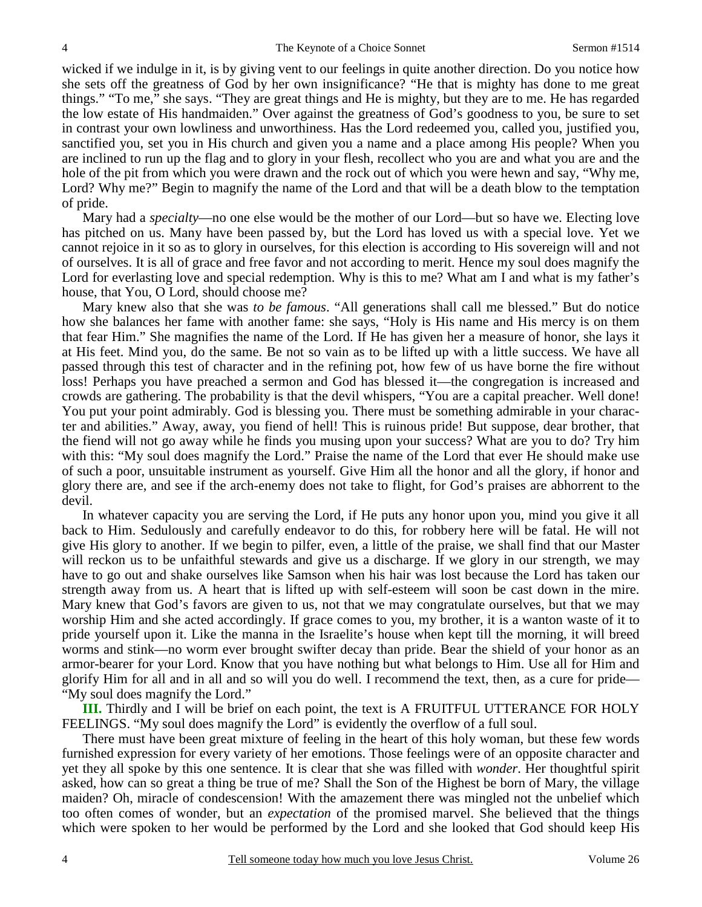wicked if we indulge in it, is by giving vent to our feelings in quite another direction. Do you notice how she sets off the greatness of God by her own insignificance? "He that is mighty has done to me great things." "To me," she says. "They are great things and He is mighty, but they are to me. He has regarded the low estate of His handmaiden." Over against the greatness of God's goodness to you, be sure to set in contrast your own lowliness and unworthiness. Has the Lord redeemed you, called you, justified you, sanctified you, set you in His church and given you a name and a place among His people? When you are inclined to run up the flag and to glory in your flesh, recollect who you are and what you are and the hole of the pit from which you were drawn and the rock out of which you were hewn and say, "Why me, Lord? Why me?" Begin to magnify the name of the Lord and that will be a death blow to the temptation of pride.

Mary had a *specialty*—no one else would be the mother of our Lord—but so have we. Electing love has pitched on us. Many have been passed by, but the Lord has loved us with a special love. Yet we cannot rejoice in it so as to glory in ourselves, for this election is according to His sovereign will and not of ourselves. It is all of grace and free favor and not according to merit. Hence my soul does magnify the Lord for everlasting love and special redemption. Why is this to me? What am I and what is my father's house, that You, O Lord, should choose me?

Mary knew also that she was *to be famous*. "All generations shall call me blessed." But do notice how she balances her fame with another fame: she says, "Holy is His name and His mercy is on them that fear Him." She magnifies the name of the Lord. If He has given her a measure of honor, she lays it at His feet. Mind you, do the same. Be not so vain as to be lifted up with a little success. We have all passed through this test of character and in the refining pot, how few of us have borne the fire without loss! Perhaps you have preached a sermon and God has blessed it—the congregation is increased and crowds are gathering. The probability is that the devil whispers, "You are a capital preacher. Well done! You put your point admirably. God is blessing you. There must be something admirable in your character and abilities." Away, away, you fiend of hell! This is ruinous pride! But suppose, dear brother, that the fiend will not go away while he finds you musing upon your success? What are you to do? Try him with this: "My soul does magnify the Lord." Praise the name of the Lord that ever He should make use of such a poor, unsuitable instrument as yourself. Give Him all the honor and all the glory, if honor and glory there are, and see if the arch-enemy does not take to flight, for God's praises are abhorrent to the devil.

In whatever capacity you are serving the Lord, if He puts any honor upon you, mind you give it all back to Him. Sedulously and carefully endeavor to do this, for robbery here will be fatal. He will not give His glory to another. If we begin to pilfer, even, a little of the praise, we shall find that our Master will reckon us to be unfaithful stewards and give us a discharge. If we glory in our strength, we may have to go out and shake ourselves like Samson when his hair was lost because the Lord has taken our strength away from us. A heart that is lifted up with self-esteem will soon be cast down in the mire. Mary knew that God's favors are given to us, not that we may congratulate ourselves, but that we may worship Him and she acted accordingly. If grace comes to you, my brother, it is a wanton waste of it to pride yourself upon it. Like the manna in the Israelite's house when kept till the morning, it will breed worms and stink—no worm ever brought swifter decay than pride. Bear the shield of your honor as an armor-bearer for your Lord. Know that you have nothing but what belongs to Him. Use all for Him and glorify Him for all and in all and so will you do well. I recommend the text, then, as a cure for pride—"My soul does magnify the Lord."

**III.** Thirdly and I will be brief on each point, the text is A FRUITFUL UTTERANCE FOR HOLY FEELINGS. "My soul does magnify the Lord" is evidently the overflow of a full soul.

There must have been great mixture of feeling in the heart of this holy woman, but these few words furnished expression for every variety of her emotions. Those feelings were of an opposite character and yet they all spoke by this one sentence. It is clear that she was filled with *wonder*. Her thoughtful spirit asked, how can so great a thing be true of me? Shall the Son of the Highest be born of Mary, the village maiden? Oh, miracle of condescension! With the amazement there was mingled not the unbelief which too often comes of wonder, but an *expectation* of the promised marvel. She believed that the things which were spoken to her would be performed by the Lord and she looked that God should keep His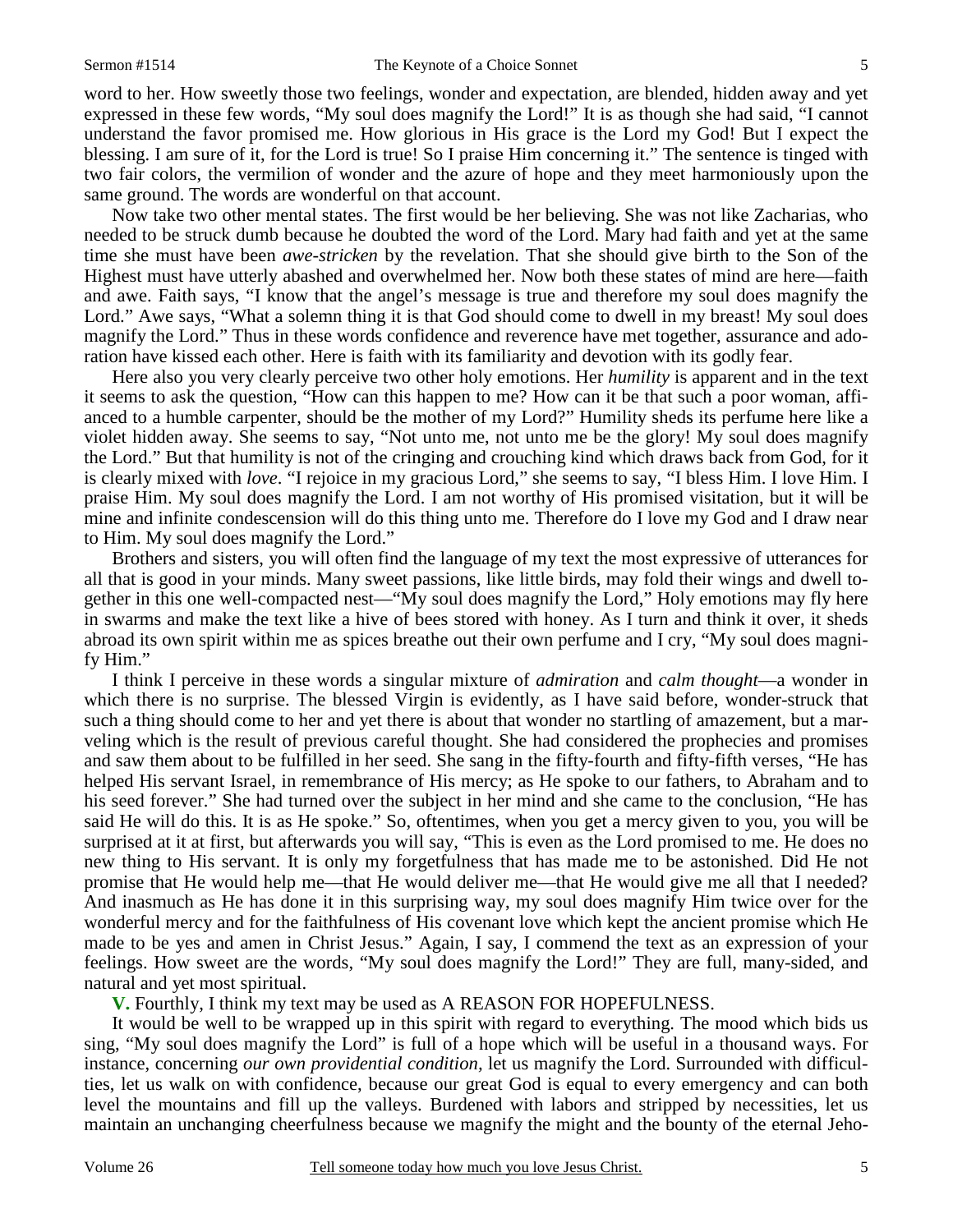word to her. How sweetly those two feelings, wonder and expectation, are blended, hidden away and yet expressed in these few words, "My soul does magnify the Lord!" It is as though she had said, "I cannot understand the favor promised me. How glorious in His grace is the Lord my God! But I expect the blessing. I am sure of it, for the Lord is true! So I praise Him concerning it." The sentence is tinged with two fair colors, the vermilion of wonder and the azure of hope and they meet harmoniously upon the same ground. The words are wonderful on that account.

Now take two other mental states. The first would be her believing. She was not like Zacharias, who needed to be struck dumb because he doubted the word of the Lord. Mary had faith and yet at the same time she must have been *awe-stricken* by the revelation. That she should give birth to the Son of the Highest must have utterly abashed and overwhelmed her. Now both these states of mind are here—faith and awe. Faith says, "I know that the angel's message is true and therefore my soul does magnify the Lord." Awe says, "What a solemn thing it is that God should come to dwell in my breast! My soul does magnify the Lord." Thus in these words confidence and reverence have met together, assurance and adoration have kissed each other. Here is faith with its familiarity and devotion with its godly fear.

Here also you very clearly perceive two other holy emotions. Her *humility* is apparent and in the text it seems to ask the question, "How can this happen to me? How can it be that such a poor woman, affianced to a humble carpenter, should be the mother of my Lord?" Humility sheds its perfume here like a violet hidden away. She seems to say, "Not unto me, not unto me be the glory! My soul does magnify the Lord." But that humility is not of the cringing and crouching kind which draws back from God, for it is clearly mixed with *love*. "I rejoice in my gracious Lord," she seems to say, "I bless Him. I love Him. I praise Him. My soul does magnify the Lord. I am not worthy of His promised visitation, but it will be mine and infinite condescension will do this thing unto me. Therefore do I love my God and I draw near to Him. My soul does magnify the Lord."

Brothers and sisters, you will often find the language of my text the most expressive of utterances for all that is good in your minds. Many sweet passions, like little birds, may fold their wings and dwell together in this one well-compacted nest—"My soul does magnify the Lord," Holy emotions may fly here in swarms and make the text like a hive of bees stored with honey. As I turn and think it over, it sheds abroad its own spirit within me as spices breathe out their own perfume and I cry, "My soul does magnify Him."

I think I perceive in these words a singular mixture of *admiration* and *calm thought*—a wonder in which there is no surprise. The blessed Virgin is evidently, as I have said before, wonder-struck that such a thing should come to her and yet there is about that wonder no startling of amazement, but a marveling which is the result of previous careful thought. She had considered the prophecies and promises and saw them about to be fulfilled in her seed. She sang in the fifty-fourth and fifty-fifth verses, "He has helped His servant Israel, in remembrance of His mercy; as He spoke to our fathers, to Abraham and to his seed forever." She had turned over the subject in her mind and she came to the conclusion, "He has said He will do this. It is as He spoke." So, oftentimes, when you get a mercy given to you, you will be surprised at it at first, but afterwards you will say, "This is even as the Lord promised to me. He does no new thing to His servant. It is only my forgetfulness that has made me to be astonished. Did He not promise that He would help me—that He would deliver me—that He would give me all that I needed? And inasmuch as He has done it in this surprising way, my soul does magnify Him twice over for the wonderful mercy and for the faithfulness of His covenant love which kept the ancient promise which He made to be yes and amen in Christ Jesus." Again, I say, I commend the text as an expression of your feelings. How sweet are the words, "My soul does magnify the Lord!" They are full, many-sided, and natural and yet most spiritual.

**V.** Fourthly, I think my text may be used as A REASON FOR HOPEFULNESS.

It would be well to be wrapped up in this spirit with regard to everything. The mood which bids us sing, "My soul does magnify the Lord" is full of a hope which will be useful in a thousand ways. For instance, concerning *our own providential condition,* let us magnify the Lord. Surrounded with difficulties, let us walk on with confidence, because our great God is equal to every emergency and can both level the mountains and fill up the valleys. Burdened with labors and stripped by necessities, let us maintain an unchanging cheerfulness because we magnify the might and the bounty of the eternal Jeho-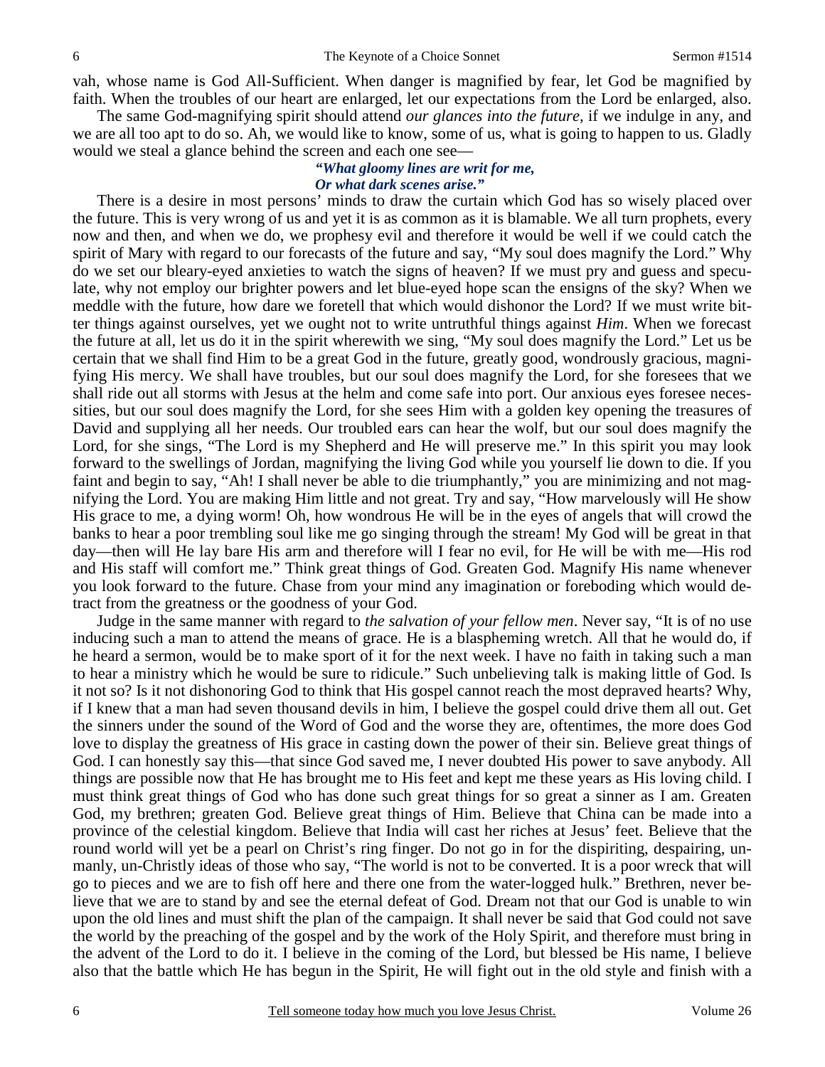vah, whose name is God All-Sufficient. When danger is magnified by fear, let God be magnified by faith. When the troubles of our heart are enlarged, let our expectations from the Lord be enlarged, also.

The same God-magnifying spirit should attend *our glances into the future*, if we indulge in any, and we are all too apt to do so. Ah, we would like to know, some of us, what is going to happen to us. Gladly would we steal a glance behind the screen and each one see—

> ***"What gloomy lines are writ for me,***
> ***Or what dark scenes arise."***

There is a desire in most persons' minds to draw the curtain which God has so wisely placed over the future. This is very wrong of us and yet it is as common as it is blamable. We all turn prophets, every now and then, and when we do, we prophesy evil and therefore it would be well if we could catch the spirit of Mary with regard to our forecasts of the future and say, "My soul does magnify the Lord." Why do we set our bleary-eyed anxieties to watch the signs of heaven? If we must pry and guess and speculate, why not employ our brighter powers and let blue-eyed hope scan the ensigns of the sky? When we meddle with the future, how dare we foretell that which would dishonor the Lord? If we must write bitter things against ourselves, yet we ought not to write untruthful things against *Him*. When we forecast the future at all, let us do it in the spirit wherewith we sing, "My soul does magnify the Lord." Let us be certain that we shall find Him to be a great God in the future, greatly good, wondrously gracious, magnifying His mercy. We shall have troubles, but our soul does magnify the Lord, for she foresees that we shall ride out all storms with Jesus at the helm and come safe into port. Our anxious eyes foresee necessities, but our soul does magnify the Lord, for she sees Him with a golden key opening the treasures of David and supplying all her needs. Our troubled ears can hear the wolf, but our soul does magnify the Lord, for she sings, "The Lord is my Shepherd and He will preserve me." In this spirit you may look forward to the swellings of Jordan, magnifying the living God while you yourself lie down to die. If you faint and begin to say, "Ah! I shall never be able to die triumphantly," you are minimizing and not magnifying the Lord. You are making Him little and not great. Try and say, "How marvelously will He show His grace to me, a dying worm! Oh, how wondrous He will be in the eyes of angels that will crowd the banks to hear a poor trembling soul like me go singing through the stream! My God will be great in that day—then will He lay bare His arm and therefore will I fear no evil, for He will be with me—His rod and His staff will comfort me." Think great things of God. Greaten God. Magnify His name whenever you look forward to the future. Chase from your mind any imagination or foreboding which would detract from the greatness or the goodness of your God.

Judge in the same manner with regard to *the salvation of your fellow men*. Never say, "It is of no use inducing such a man to attend the means of grace. He is a blaspheming wretch. All that he would do, if he heard a sermon, would be to make sport of it for the next week. I have no faith in taking such a man to hear a ministry which he would be sure to ridicule." Such unbelieving talk is making little of God. Is it not so? Is it not dishonoring God to think that His gospel cannot reach the most depraved hearts? Why, if I knew that a man had seven thousand devils in him, I believe the gospel could drive them all out. Get the sinners under the sound of the Word of God and the worse they are, oftentimes, the more does God love to display the greatness of His grace in casting down the power of their sin. Believe great things of God. I can honestly say this—that since God saved me, I never doubted His power to save anybody. All things are possible now that He has brought me to His feet and kept me these years as His loving child. I must think great things of God who has done such great things for so great a sinner as I am. Greaten God, my brethren; greaten God. Believe great things of Him. Believe that China can be made into a province of the celestial kingdom. Believe that India will cast her riches at Jesus' feet. Believe that the round world will yet be a pearl on Christ's ring finger. Do not go in for the dispiriting, despairing, unmanly, un-Christly ideas of those who say, "The world is not to be converted. It is a poor wreck that will go to pieces and we are to fish off here and there one from the water-logged hulk." Brethren, never believe that we are to stand by and see the eternal defeat of God. Dream not that our God is unable to win upon the old lines and must shift the plan of the campaign. It shall never be said that God could not save the world by the preaching of the gospel and by the work of the Holy Spirit, and therefore must bring in the advent of the Lord to do it. I believe in the coming of the Lord, but blessed be His name, I believe also that the battle which He has begun in the Spirit, He will fight out in the old style and finish with a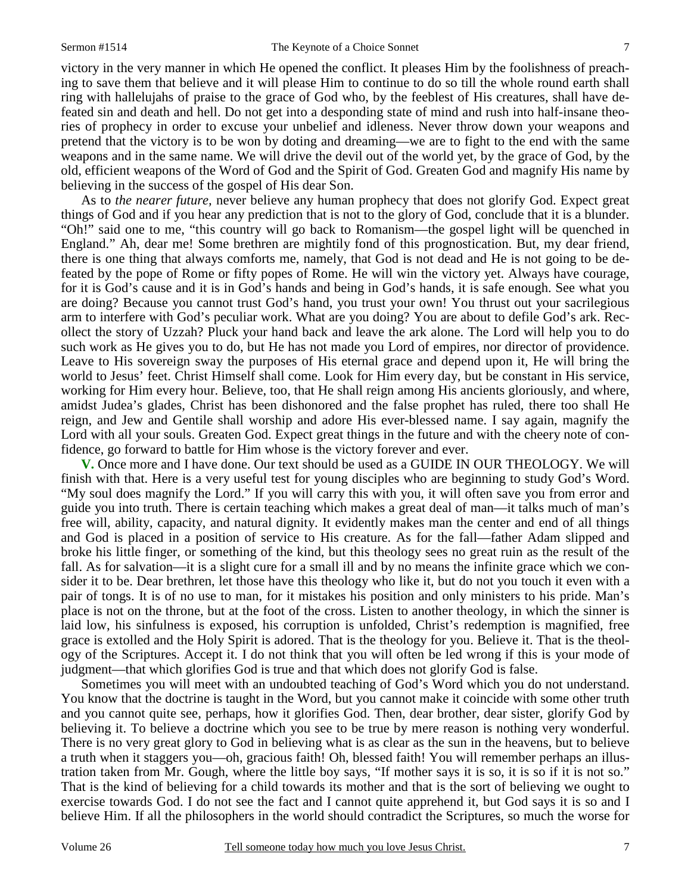victory in the very manner in which He opened the conflict. It pleases Him by the foolishness of preaching to save them that believe and it will please Him to continue to do so till the whole round earth shall ring with hallelujahs of praise to the grace of God who, by the feeblest of His creatures, shall have defeated sin and death and hell. Do not get into a desponding state of mind and rush into half-insane theories of prophecy in order to excuse your unbelief and idleness. Never throw down your weapons and pretend that the victory is to be won by doting and dreaming—we are to fight to the end with the same weapons and in the same name. We will drive the devil out of the world yet, by the grace of God, by the old, efficient weapons of the Word of God and the Spirit of God. Greaten God and magnify His name by believing in the success of the gospel of His dear Son.

As to *the nearer future,* never believe any human prophecy that does not glorify God. Expect great things of God and if you hear any prediction that is not to the glory of God, conclude that it is a blunder. "Oh!" said one to me, "this country will go back to Romanism—the gospel light will be quenched in England." Ah, dear me! Some brethren are mightily fond of this prognostication. But, my dear friend, there is one thing that always comforts me, namely, that God is not dead and He is not going to be defeated by the pope of Rome or fifty popes of Rome. He will win the victory yet. Always have courage, for it is God's cause and it is in God's hands and being in God's hands, it is safe enough. See what you are doing? Because you cannot trust God's hand, you trust your own! You thrust out your sacrilegious arm to interfere with God's peculiar work. What are you doing? You are about to defile God's ark. Recollect the story of Uzzah? Pluck your hand back and leave the ark alone. The Lord will help you to do such work as He gives you to do, but He has not made you Lord of empires, nor director of providence. Leave to His sovereign sway the purposes of His eternal grace and depend upon it, He will bring the world to Jesus' feet. Christ Himself shall come. Look for Him every day, but be constant in His service, working for Him every hour. Believe, too, that He shall reign among His ancients gloriously, and where, amidst Judea's glades, Christ has been dishonored and the false prophet has ruled, there too shall He reign, and Jew and Gentile shall worship and adore His ever-blessed name. I say again, magnify the Lord with all your souls. Greaten God. Expect great things in the future and with the cheery note of confidence, go forward to battle for Him whose is the victory forever and ever.

**V.** Once more and I have done. Our text should be used as a GUIDE IN OUR THEOLOGY. We will finish with that. Here is a very useful test for young disciples who are beginning to study God's Word. "My soul does magnify the Lord." If you will carry this with you, it will often save you from error and guide you into truth. There is certain teaching which makes a great deal of man—it talks much of man's free will, ability, capacity, and natural dignity. It evidently makes man the center and end of all things and God is placed in a position of service to His creature. As for the fall—father Adam slipped and broke his little finger, or something of the kind, but this theology sees no great ruin as the result of the fall. As for salvation—it is a slight cure for a small ill and by no means the infinite grace which we consider it to be. Dear brethren, let those have this theology who like it, but do not you touch it even with a pair of tongs. It is of no use to man, for it mistakes his position and only ministers to his pride. Man's place is not on the throne, but at the foot of the cross. Listen to another theology, in which the sinner is laid low, his sinfulness is exposed, his corruption is unfolded, Christ's redemption is magnified, free grace is extolled and the Holy Spirit is adored. That is the theology for you. Believe it. That is the theology of the Scriptures. Accept it. I do not think that you will often be led wrong if this is your mode of judgment—that which glorifies God is true and that which does not glorify God is false.

Sometimes you will meet with an undoubted teaching of God's Word which you do not understand. You know that the doctrine is taught in the Word, but you cannot make it coincide with some other truth and you cannot quite see, perhaps, how it glorifies God. Then, dear brother, dear sister, glorify God by believing it. To believe a doctrine which you see to be true by mere reason is nothing very wonderful. There is no very great glory to God in believing what is as clear as the sun in the heavens, but to believe a truth when it staggers you—oh, gracious faith! Oh, blessed faith! You will remember perhaps an illustration taken from Mr. Gough, where the little boy says, "If mother says it is so, it is so if it is not so." That is the kind of believing for a child towards its mother and that is the sort of believing we ought to exercise towards God. I do not see the fact and I cannot quite apprehend it, but God says it is so and I believe Him. If all the philosophers in the world should contradict the Scriptures, so much the worse for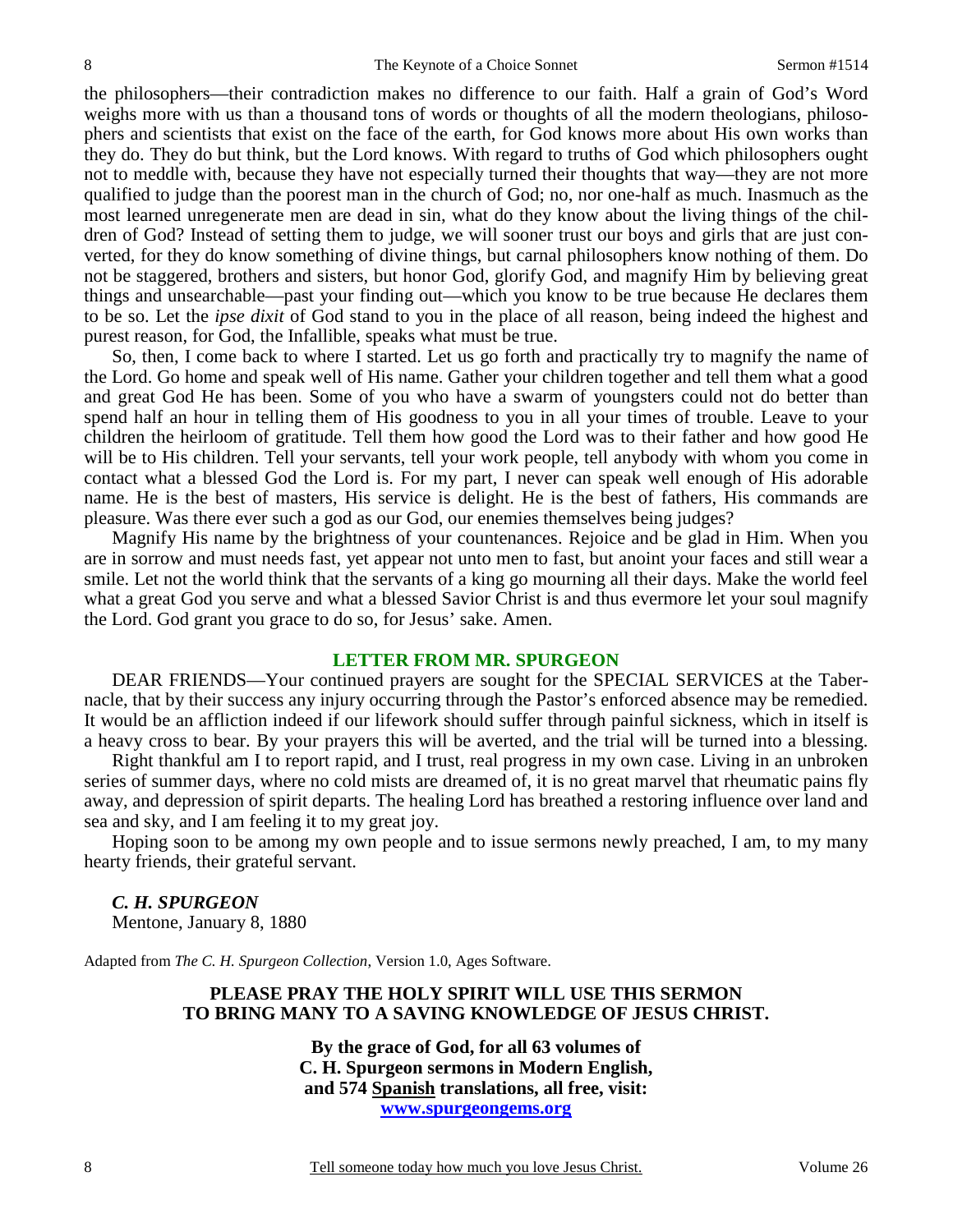the philosophers—their contradiction makes no difference to our faith. Half a grain of God's Word weighs more with us than a thousand tons of words or thoughts of all the modern theologians, philosophers and scientists that exist on the face of the earth, for God knows more about His own works than they do. They do but think, but the Lord knows. With regard to truths of God which philosophers ought not to meddle with, because they have not especially turned their thoughts that way—they are not more qualified to judge than the poorest man in the church of God; no, nor one-half as much. Inasmuch as the most learned unregenerate men are dead in sin, what do they know about the living things of the children of God? Instead of setting them to judge, we will sooner trust our boys and girls that are just converted, for they do know something of divine things, but carnal philosophers know nothing of them. Do not be staggered, brothers and sisters, but honor God, glorify God, and magnify Him by believing great things and unsearchable—past your finding out—which you know to be true because He declares them to be so. Let the *ipse dixit* of God stand to you in the place of all reason, being indeed the highest and purest reason, for God, the Infallible, speaks what must be true.

So, then, I come back to where I started. Let us go forth and practically try to magnify the name of the Lord. Go home and speak well of His name. Gather your children together and tell them what a good and great God He has been. Some of you who have a swarm of youngsters could not do better than spend half an hour in telling them of His goodness to you in all your times of trouble. Leave to your children the heirloom of gratitude. Tell them how good the Lord was to their father and how good He will be to His children. Tell your servants, tell your work people, tell anybody with whom you come in contact what a blessed God the Lord is. For my part, I never can speak well enough of His adorable name. He is the best of masters, His service is delight. He is the best of fathers, His commands are pleasure. Was there ever such a god as our God, our enemies themselves being judges?

Magnify His name by the brightness of your countenances. Rejoice and be glad in Him. When you are in sorrow and must needs fast, yet appear not unto men to fast, but anoint your faces and still wear a smile. Let not the world think that the servants of a king go mourning all their days. Make the world feel what a great God you serve and what a blessed Savior Christ is and thus evermore let your soul magnify the Lord. God grant you grace to do so, for Jesus' sake. Amen.

## LETTER FROM MR. SPURGEON

DEAR FRIENDS—Your continued prayers are sought for the SPECIAL SERVICES at the Tabernacle, that by their success any injury occurring through the Pastor's enforced absence may be remedied. It would be an affliction indeed if our lifework should suffer through painful sickness, which in itself is a heavy cross to bear. By your prayers this will be averted, and the trial will be turned into a blessing.

Right thankful am I to report rapid, and I trust, real progress in my own case. Living in an unbroken series of summer days, where no cold mists are dreamed of, it is no great marvel that rheumatic pains fly away, and depression of spirit departs. The healing Lord has breathed a restoring influence over land and sea and sky, and I am feeling it to my great joy.

Hoping soon to be among my own people and to issue sermons newly preached, I am, to my many hearty friends, their grateful servant.

***C. H. SPURGEON***
Mentone, January 8, 1880

Adapted from *The C. H. Spurgeon Collection*, Version 1.0, Ages Software.

**PLEASE PRAY THE HOLY SPIRIT WILL USE THIS SERMON TO BRING MANY TO A SAVING KNOWLEDGE OF JESUS CHRIST.**

**By the grace of God, for all 63 volumes of C. H. Spurgeon sermons in Modern English, and 574 Spanish translations, all free, visit: www.spurgeongems.org**

Tell someone today how much you love Jesus Christ.